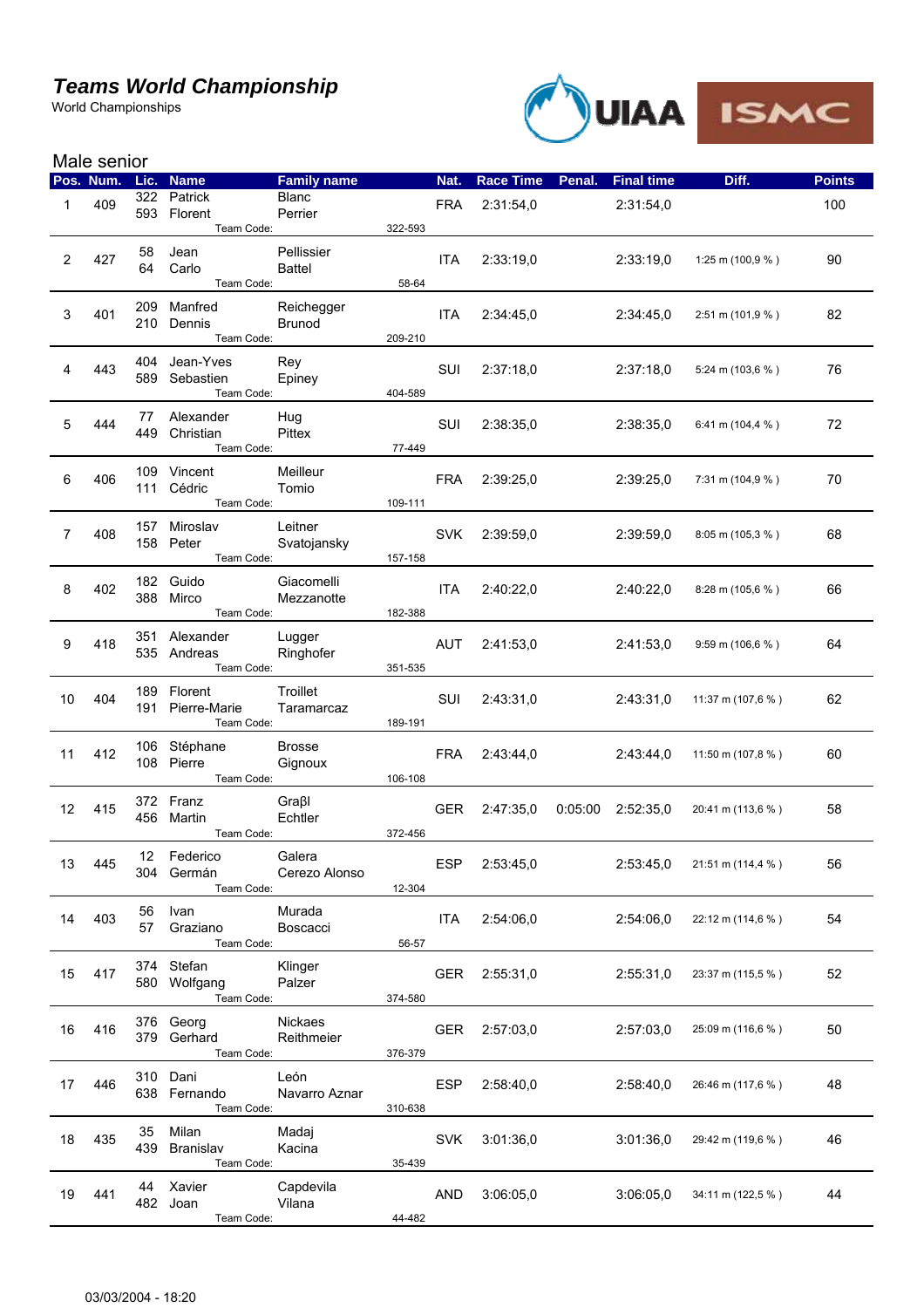# *Teams World Championship*

World Championships

## Male senior

| Pos. | Num. | Lic. | Name | Family name | Team Code | Nat. | Race Time | Penal. | Final time | Diff. | Points |
|---|---|---|---|---|---|---|---|---|---|---|---|
| 1 | 409 | 322<br>593 | Patrick<br>Florent | Blanc<br>Perrier | 322-593 | FRA | 2:31:54,0 | | 2:31:54,0 | | 100 |
| 2 | 427 | 58<br>64 | Jean<br>Carlo | Pellissier<br>Battel | 58-64 | ITA | 2:33:19,0 | | 2:33:19,0 | 1:25 m (100,9 % ) | 90 |
| 3 | 401 | 209<br>210 | Manfred<br>Dennis | Reichegger<br>Brunod | 209-210 | ITA | 2:34:45,0 | | 2:34:45,0 | 2:51 m (101,9 % ) | 82 |
| 4 | 443 | 404<br>589 | Jean-Yves<br>Sebastien | Rey<br>Epiney | 404-589 | SUI | 2:37:18,0 | | 2:37:18,0 | 5:24 m (103,6 % ) | 76 |
| 5 | 444 | 77<br>449 | Alexander<br>Christian | Hug<br>Pittex | 77-449 | SUI | 2:38:35,0 | | 2:38:35,0 | 6:41 m (104,4 % ) | 72 |
| 6 | 406 | 109<br>111 | Vincent<br>Cédric | Meilleur<br>Tomio | 109-111 | FRA | 2:39:25,0 | | 2:39:25,0 | 7:31 m (104,9 % ) | 70 |
| 7 | 408 | 157<br>158 | Miroslav<br>Peter | Leitner<br>Svatojansky | 157-158 | SVK | 2:39:59,0 | | 2:39:59,0 | 8:05 m (105,3 % ) | 68 |
| 8 | 402 | 182<br>388 | Guido<br>Mirco | Giacomelli<br>Mezzanotte | 182-388 | ITA | 2:40:22,0 | | 2:40:22,0 | 8:28 m (105,6 % ) | 66 |
| 9 | 418 | 351<br>535 | Alexander<br>Andreas | Lugger<br>Ringhofer | 351-535 | AUT | 2:41:53,0 | | 2:41:53,0 | 9:59 m (106,6 % ) | 64 |
| 10 | 404 | 189<br>191 | Florent<br>Pierre-Marie | Troillet<br>Taramarcaz | 189-191 | SUI | 2:43:31,0 | | 2:43:31,0 | 11:37 m (107,6 % ) | 62 |
| 11 | 412 | 106<br>108 | Stéphane<br>Pierre | Brosse<br>Gignoux | 106-108 | FRA | 2:43:44,0 | | 2:43:44,0 | 11:50 m (107,8 % ) | 60 |
| 12 | 415 | 372<br>456 | Franz<br>Martin | Graβl<br>Echtler | 372-456 | GER | 2:47:35,0 | 0:05:00 | 2:52:35,0 | 20:41 m (113,6 % ) | 58 |
| 13 | 445 | 12<br>304 | Federico<br>Germán | Galera<br>Cerezo Alonso | 12-304 | ESP | 2:53:45,0 | | 2:53:45,0 | 21:51 m (114,4 % ) | 56 |
| 14 | 403 | 56<br>57 | Ivan<br>Graziano | Murada<br>Boscacci | 56-57 | ITA | 2:54:06,0 | | 2:54:06,0 | 22:12 m (114,6 % ) | 54 |
| 15 | 417 | 374<br>580 | Stefan<br>Wolfgang | Klinger<br>Palzer | 374-580 | GER | 2:55:31,0 | | 2:55:31,0 | 23:37 m (115,5 % ) | 52 |
| 16 | 416 | 376<br>379 | Georg<br>Gerhard | Nickaes<br>Reithmeier | 376-379 | GER | 2:57:03,0 | | 2:57:03,0 | 25:09 m (116,6 % ) | 50 |
| 17 | 446 | 310<br>638 | Dani<br>Fernando | León<br>Navarro Aznar | 310-638 | ESP | 2:58:40,0 | | 2:58:40,0 | 26:46 m (117,6 % ) | 48 |
| 18 | 435 | 35<br>439 | Milan<br>Branislav | Madaj<br>Kacina | 35-439 | SVK | 3:01:36,0 | | 3:01:36,0 | 29:42 m (119,6 % ) | 46 |
| 19 | 441 | 44<br>482 | Xavier<br>Joan | Capdevila<br>Vilana | 44-482 | AND | 3:06:05,0 | | 3:06:05,0 | 34:11 m (122,5 % ) | 44 |

03/03/2004 - 18:20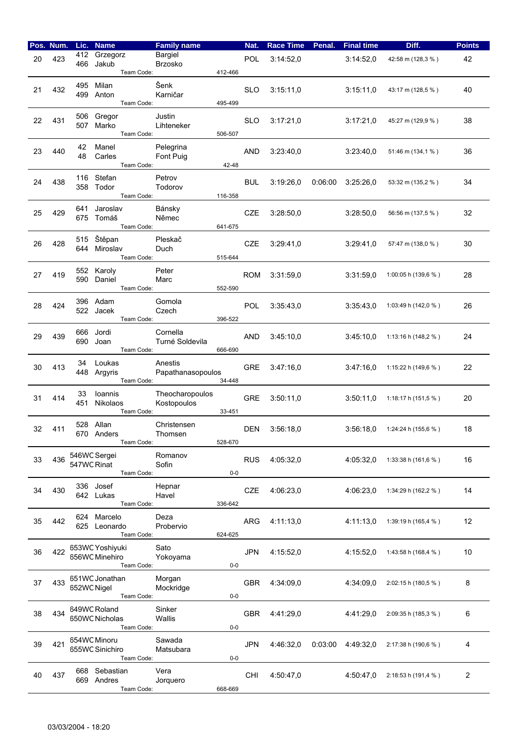| Pos. | Num. | Lic. | Name | Family name | Team Code | Nat. | Race Time | Penal. | Final time | Diff. | Points |
|---|---|---|---|---|---|---|---|---|---|---|---|
| 20 | 423 | 412<br>466 | Grzegorz<br>Jakub | Bargiel<br>Brzosko | 412-466 | POL | 3:14:52,0 | | 3:14:52,0 | 42:58 m (128,3 % ) | 42 |
| 21 | 432 | 495<br>499 | Milan<br>Anton | Šenk<br>Karničar | 495-499 | SLO | 3:15:11,0 | | 3:15:11,0 | 43:17 m (128,5 % ) | 40 |
| 22 | 431 | 506<br>507 | Gregor<br>Marko | Justin<br>Lihteneker | 506-507 | SLO | 3:17:21,0 | | 3:17:21,0 | 45:27 m (129,9 % ) | 38 |
| 23 | 440 | 42<br>48 | Manel<br>Carles | Pelegrina<br>Font Puig | 42-48 | AND | 3:23:40,0 | | 3:23:40,0 | 51:46 m (134,1 % ) | 36 |
| 24 | 438 | 116<br>358 | Stefan<br>Todor | Petrov<br>Todorov | 116-358 | BUL | 3:19:26,0 | 0:06:00 | 3:25:26,0 | 53:32 m (135,2 % ) | 34 |
| 25 | 429 | 641<br>675 | Jaroslav<br>Tomáš | Bánsky<br>Němec | 641-675 | CZE | 3:28:50,0 | | 3:28:50,0 | 56:56 m (137,5 % ) | 32 |
| 26 | 428 | 515<br>644 | Štěpan<br>Miroslav | Pleskač<br>Duch | 515-644 | CZE | 3:29:41,0 | | 3:29:41,0 | 57:47 m (138,0 % ) | 30 |
| 27 | 419 | 552<br>590 | Karoly<br>Daniel | Peter<br>Marc | 552-590 | ROM | 3:31:59,0 | | 3:31:59,0 | 1:00:05 h (139,6 % ) | 28 |
| 28 | 424 | 396<br>522 | Adam<br>Jacek | Gomola<br>Czech | 396-522 | POL | 3:35:43,0 | | 3:35:43,0 | 1:03:49 h (142,0 % ) | 26 |
| 29 | 439 | 666<br>690 | Jordi<br>Joan | Cornella<br>Turné Soldevila | 666-690 | AND | 3:45:10,0 | | 3:45:10,0 | 1:13:16 h (148,2 % ) | 24 |
| 30 | 413 | 34<br>448 | Loukas<br>Argyris | Anestis<br>Papathanasopoulos | 34-448 | GRE | 3:47:16,0 | | 3:47:16,0 | 1:15:22 h (149,6 % ) | 22 |
| 31 | 414 | 33<br>451 | Ioannis<br>Nikolaos | Theocharopoulos<br>Kostopoulos | 33-451 | GRE | 3:50:11,0 | | 3:50:11,0 | 1:18:17 h (151,5 % ) | 20 |
| 32 | 411 | 528<br>670 | Allan<br>Anders | Christensen<br>Thomsen | 528-670 | DEN | 3:56:18,0 | | 3:56:18,0 | 1:24:24 h (155,6 % ) | 18 |
| 33 | 436 | 546WC<br>547WC | Sergei<br>Rinat | Romanov<br>Sofin | 0-0 | RUS | 4:05:32,0 | | 4:05:32,0 | 1:33:38 h (161,6 % ) | 16 |
| 34 | 430 | 336<br>642 | Josef<br>Lukas | Hepnar<br>Havel | 336-642 | CZE | 4:06:23,0 | | 4:06:23,0 | 1:34:29 h (162,2 % ) | 14 |
| 35 | 442 | 624<br>625 | Marcelo<br>Leonardo | Deza<br>Probervio | 624-625 | ARG | 4:11:13,0 | | 4:11:13,0 | 1:39:19 h (165,4 % ) | 12 |
| 36 | 422 | 653WC<br>656WC | Yoshiyuki<br>Minehiro | Sato<br>Yokoyama | 0-0 | JPN | 4:15:52,0 | | 4:15:52,0 | 1:43:58 h (168,4 % ) | 10 |
| 37 | 433 | 651WC<br>652WC | Jonathan<br>Nigel | Morgan<br>Mockridge | 0-0 | GBR | 4:34:09,0 | | 4:34:09,0 | 2:02:15 h (180,5 % ) | 8 |
| 38 | 434 | 649WC<br>650WC | Roland<br>Nicholas | Sinker<br>Wallis | 0-0 | GBR | 4:41:29,0 | | 4:41:29,0 | 2:09:35 h (185,3 % ) | 6 |
| 39 | 421 | 654WC<br>655WC | Minoru<br>Sinichiro | Sawada<br>Matsubara | 0-0 | JPN | 4:46:32,0 | 0:03:00 | 4:49:32,0 | 2:17:38 h (190,6 % ) | 4 |
| 40 | 437 | 668<br>669 | Sebastian<br>Andres | Vera<br>Jorquero | 668-669 | CHI | 4:50:47,0 | | 4:50:47,0 | 2:18:53 h (191,4 % ) | 2 |

03/03/2004 - 18:20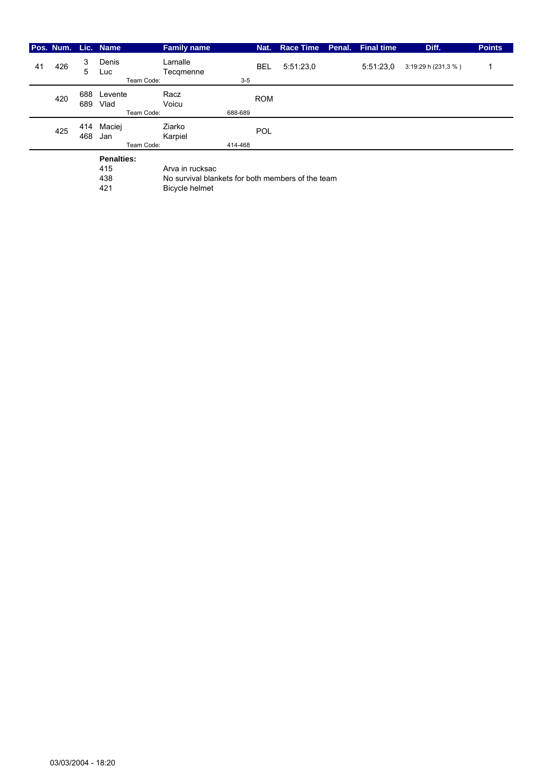| Pos. | Num. | Lic. | Name | Family name | Nat. | Race Time | Penal. | Final time | Diff. | Points |
|---|---|---|---|---|---|---|---|---|---|---|
| 41 | 426 | 3<br>5 | Denis<br>Luc<br>Team Code: | Lamalle<br>Tecqmenne<br>3-5 | BEL | 5:51:23,0 | | 5:51:23,0 | 3:19:29 h (231,3 % ) | 1 |
| | 420 | 688<br>689 | Levente<br>Vlad<br>Team Code: | Racz<br>Voicu<br>688-689 | ROM | | | | | |
| | 425 | 414<br>468 | Maciej<br>Jan<br>Team Code: | Ziarko<br>Karpiel<br>414-468 | POL | | | | | |

**Penalties:**

| | |
|---|---|
| 415 | Arva in rucksac |
| 438 | No survival blankets for both members of the team |
| 421 | Bicycle helmet |

03/03/2004 - 18:20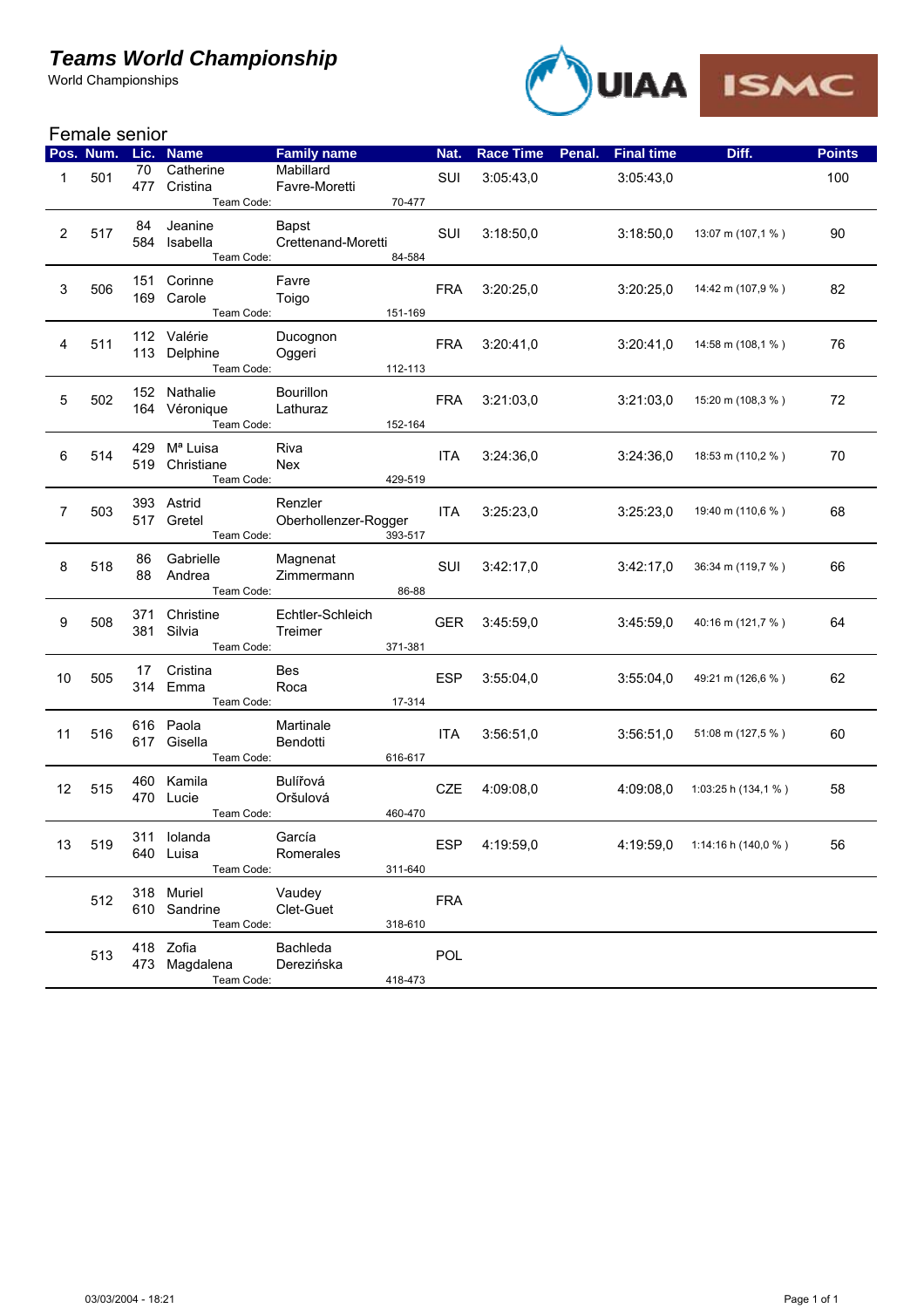# Teams World Championship

World Championships

UIAA ISMC

## Female senior

| Pos. | Num. | Lic. | Name | Family name | Nat. | Race Time | Penal. | Final time | Diff. | Points |
|---|---|---|---|---|---|---|---|---|---|---|
| 1 | 501 | 70<br>477 | Catherine<br>Cristina | Mabillard<br>Favre-Moretti | SUI | 3:05:43,0 | | 3:05:43,0 | | 100 |
| | | | Team Code: | 70-477 | | | | | | |
| 2 | 517 | 84<br>584 | Jeanine<br>Isabella | Bapst<br>Crettenand-Moretti | SUI | 3:18:50,0 | | 3:18:50,0 | 13:07 m (107,1 % ) | 90 |
| | | | Team Code: | 84-584 | | | | | | |
| 3 | 506 | 151<br>169 | Corinne<br>Carole | Favre<br>Toigo | FRA | 3:20:25,0 | | 3:20:25,0 | 14:42 m (107,9 % ) | 82 |
| | | | Team Code: | 151-169 | | | | | | |
| 4 | 511 | 112<br>113 | Valérie<br>Delphine | Ducognon<br>Oggeri | FRA | 3:20:41,0 | | 3:20:41,0 | 14:58 m (108,1 % ) | 76 |
| | | | Team Code: | 112-113 | | | | | | |
| 5 | 502 | 152<br>164 | Nathalie<br>Véronique | Bourillon<br>Lathuraz | FRA | 3:21:03,0 | | 3:21:03,0 | 15:20 m (108,3 % ) | 72 |
| | | | Team Code: | 152-164 | | | | | | |
| 6 | 514 | 429<br>519 | Mª Luisa<br>Christiane | Riva<br>Nex | ITA | 3:24:36,0 | | 3:24:36,0 | 18:53 m (110,2 % ) | 70 |
| | | | Team Code: | 429-519 | | | | | | |
| 7 | 503 | 393<br>517 | Astrid<br>Gretel | Renzler<br>Oberhollenzer-Rogger | ITA | 3:25:23,0 | | 3:25:23,0 | 19:40 m (110,6 % ) | 68 |
| | | | Team Code: | 393-517 | | | | | | |
| 8 | 518 | 86<br>88 | Gabrielle<br>Andrea | Magnenat<br>Zimmermann | SUI | 3:42:17,0 | | 3:42:17,0 | 36:34 m (119,7 % ) | 66 |
| | | | Team Code: | 86-88 | | | | | | |
| 9 | 508 | 371<br>381 | Christine<br>Silvia | Echtler-Schleich<br>Treimer | GER | 3:45:59,0 | | 3:45:59,0 | 40:16 m (121,7 % ) | 64 |
| | | | Team Code: | 371-381 | | | | | | |
| 10 | 505 | 17<br>314 | Cristina<br>Emma | Bes<br>Roca | ESP | 3:55:04,0 | | 3:55:04,0 | 49:21 m (126,6 % ) | 62 |
| | | | Team Code: | 17-314 | | | | | | |
| 11 | 516 | 616<br>617 | Paola<br>Gisella | Martinale<br>Bendotti | ITA | 3:56:51,0 | | 3:56:51,0 | 51:08 m (127,5 % ) | 60 |
| | | | Team Code: | 616-617 | | | | | | |
| 12 | 515 | 460<br>470 | Kamila<br>Lucie | Bulířová<br>Oršulová | CZE | 4:09:08,0 | | 4:09:08,0 | 1:03:25 h (134,1 % ) | 58 |
| | | | Team Code: | 460-470 | | | | | | |
| 13 | 519 | 311<br>640 | Iolanda<br>Luisa | García<br>Romerales | ESP | 4:19:59,0 | | 4:19:59,0 | 1:14:16 h (140,0 % ) | 56 |
| | | | Team Code: | 311-640 | | | | | | |
| | 512 | 318<br>610 | Muriel<br>Sandrine | Vaudey<br>Clet-Guet | FRA | | | | | |
| | | | Team Code: | 318-610 | | | | | | |
| | 513 | 418<br>473 | Zofia<br>Magdalena | Bachleda<br>Derezińska | POL | | | | | |
| | | | Team Code: | 418-473 | | | | | | |

03/03/2004 - 18:21